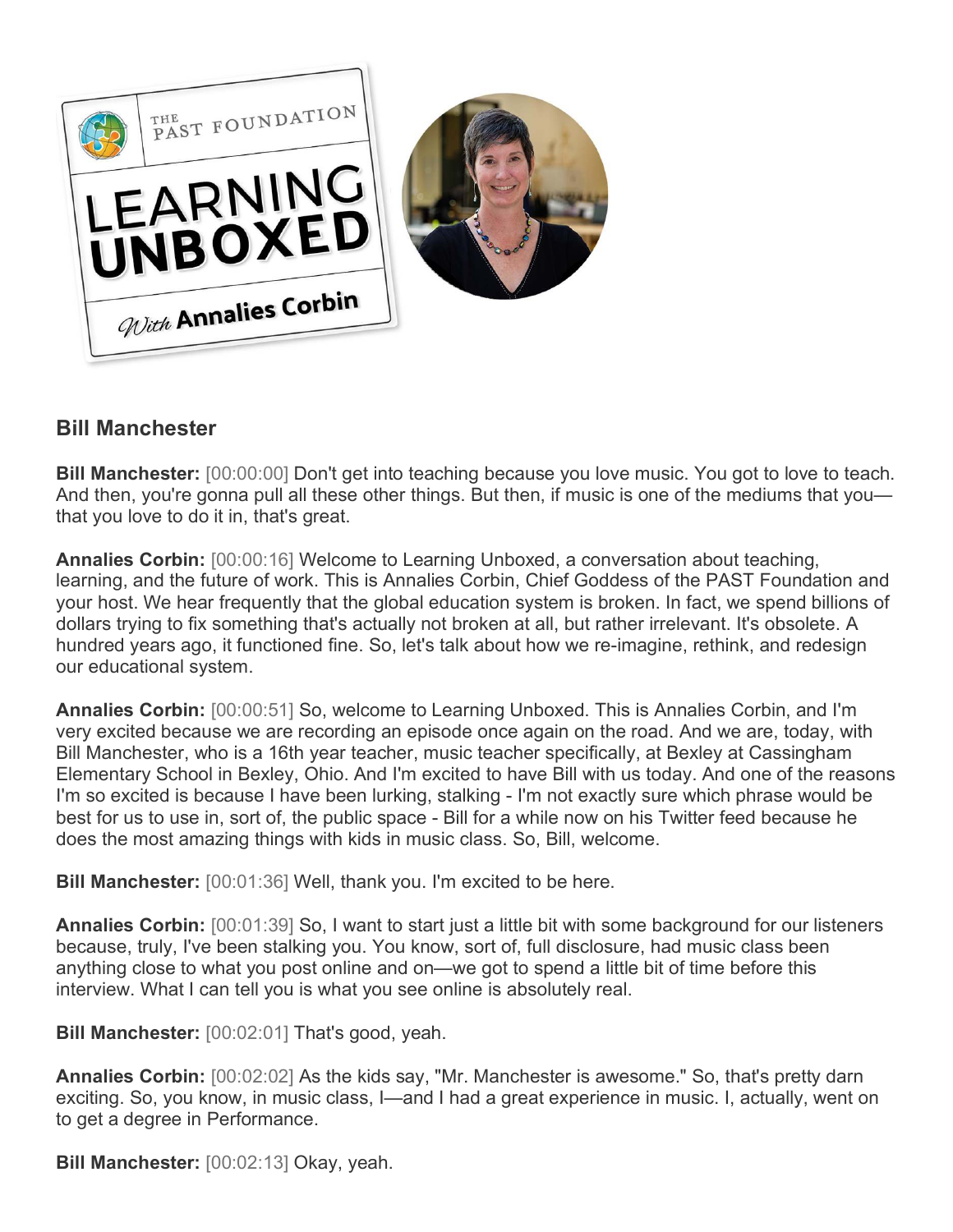## Bill Manchester

**Bill Manchester:** [00:00:00] Don't get into teaching because you love music. You got to love to teach. And then, you're gonna pull all these other things. But then, if music is one of the mediums that you—that you love to do it in, that's great.

**Annalies Corbin:** [00:00:16] Welcome to Learning Unboxed, a conversation about teaching, learning, and the future of work. This is Annalies Corbin, Chief Goddess of the PAST Foundation and your host. We hear frequently that the global education system is broken. In fact, we spend billions of dollars trying to fix something that's actually not broken at all, but rather irrelevant. It's obsolete. A hundred years ago, it functioned fine. So, let's talk about how we re-imagine, rethink, and redesign our educational system.

**Annalies Corbin:** [00:00:51] So, welcome to Learning Unboxed. This is Annalies Corbin, and I'm very excited because we are recording an episode once again on the road. And we are, today, with Bill Manchester, who is a 16th year teacher, music teacher specifically, at Bexley at Cassingham Elementary School in Bexley, Ohio. And I'm excited to have Bill with us today. And one of the reasons I'm so excited is because I have been lurking, stalking - I'm not exactly sure which phrase would be best for us to use in, sort of, the public space - Bill for a while now on his Twitter feed because he does the most amazing things with kids in music class. So, Bill, welcome.

**Bill Manchester:** [00:01:36] Well, thank you. I'm excited to be here.

**Annalies Corbin:** [00:01:39] So, I want to start just a little bit with some background for our listeners because, truly, I've been stalking you. You know, sort of, full disclosure, had music class been anything close to what you post online and on—we got to spend a little bit of time before this interview. What I can tell you is what you see online is absolutely real.

**Bill Manchester:** [00:02:01] That's good, yeah.

**Annalies Corbin:** [00:02:02] As the kids say, "Mr. Manchester is awesome." So, that's pretty darn exciting. So, you know, in music class, I—and I had a great experience in music. I, actually, went on to get a degree in Performance.

**Bill Manchester:** [00:02:13] Okay, yeah.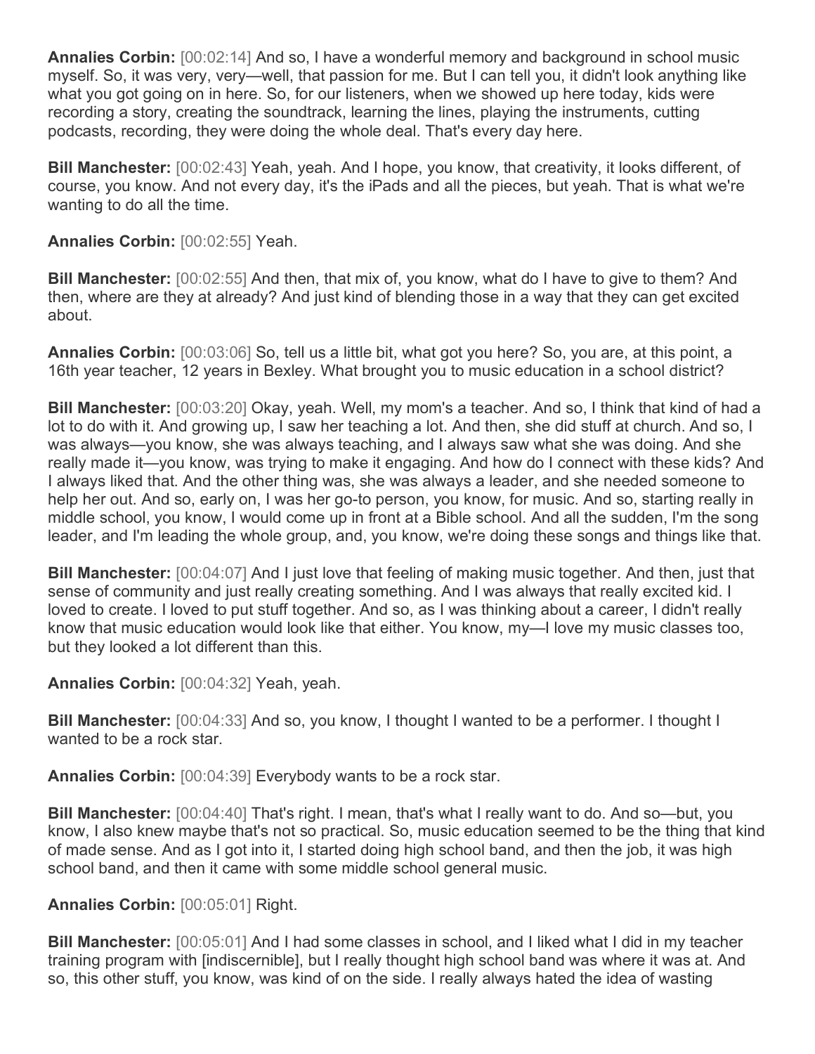**Annalies Corbin:** [00:02:14] And so, I have a wonderful memory and background in school music myself. So, it was very, very—well, that passion for me. But I can tell you, it didn't look anything like what you got going on in here. So, for our listeners, when we showed up here today, kids were recording a story, creating the soundtrack, learning the lines, playing the instruments, cutting podcasts, recording, they were doing the whole deal. That's every day here.

**Bill Manchester:** [00:02:43] Yeah, yeah. And I hope, you know, that creativity, it looks different, of course, you know. And not every day, it's the iPads and all the pieces, but yeah. That is what we're wanting to do all the time.

**Annalies Corbin:** [00:02:55] Yeah.

**Bill Manchester:** [00:02:55] And then, that mix of, you know, what do I have to give to them? And then, where are they at already? And just kind of blending those in a way that they can get excited about.

**Annalies Corbin:** [00:03:06] So, tell us a little bit, what got you here? So, you are, at this point, a 16th year teacher, 12 years in Bexley. What brought you to music education in a school district?

**Bill Manchester:** [00:03:20] Okay, yeah. Well, my mom's a teacher. And so, I think that kind of had a lot to do with it. And growing up, I saw her teaching a lot. And then, she did stuff at church. And so, I was always—you know, she was always teaching, and I always saw what she was doing. And she really made it—you know, was trying to make it engaging. And how do I connect with these kids? And I always liked that. And the other thing was, she was always a leader, and she needed someone to help her out. And so, early on, I was her go-to person, you know, for music. And so, starting really in middle school, you know, I would come up in front at a Bible school. And all the sudden, I'm the song leader, and I'm leading the whole group, and, you know, we're doing these songs and things like that.

**Bill Manchester:** [00:04:07] And I just love that feeling of making music together. And then, just that sense of community and just really creating something. And I was always that really excited kid. I loved to create. I loved to put stuff together. And so, as I was thinking about a career, I didn't really know that music education would look like that either. You know, my—I love my music classes too, but they looked a lot different than this.

**Annalies Corbin:** [00:04:32] Yeah, yeah.

**Bill Manchester:** [00:04:33] And so, you know, I thought I wanted to be a performer. I thought I wanted to be a rock star.

**Annalies Corbin:** [00:04:39] Everybody wants to be a rock star.

**Bill Manchester:** [00:04:40] That's right. I mean, that's what I really want to do. And so—but, you know, I also knew maybe that's not so practical. So, music education seemed to be the thing that kind of made sense. And as I got into it, I started doing high school band, and then the job, it was high school band, and then it came with some middle school general music.

**Annalies Corbin:** [00:05:01] Right.

**Bill Manchester:** [00:05:01] And I had some classes in school, and I liked what I did in my teacher training program with [indiscernible], but I really thought high school band was where it was at. And so, this other stuff, you know, was kind of on the side. I really always hated the idea of wasting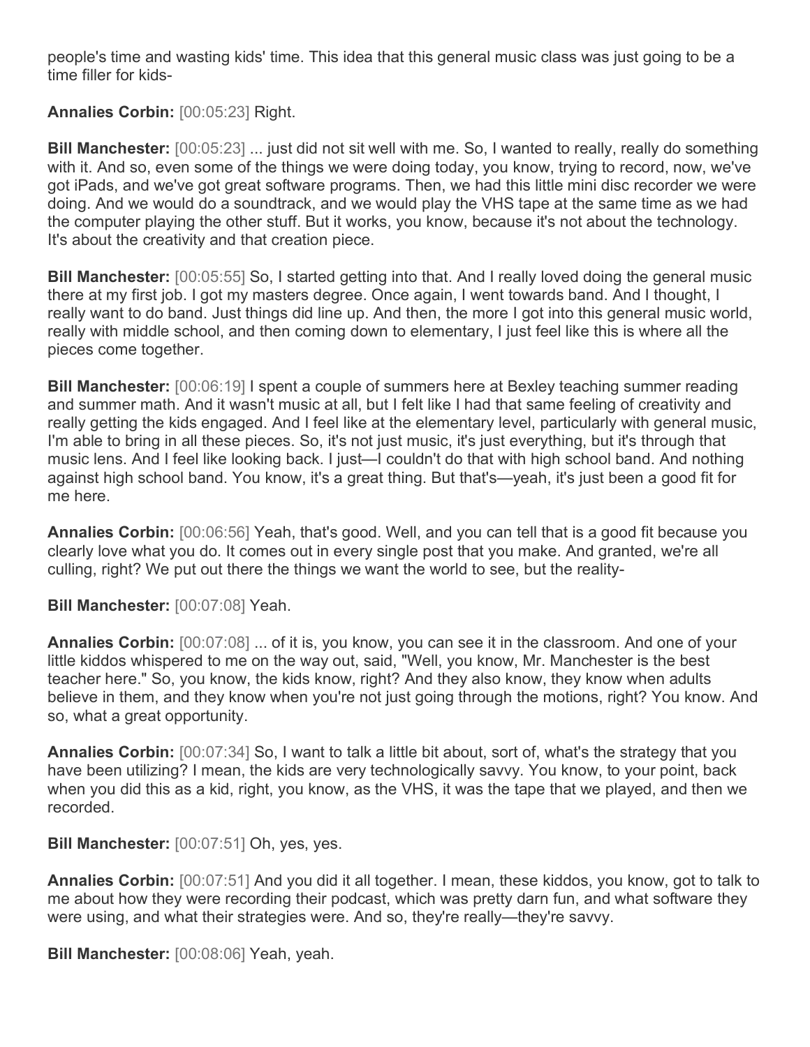people's time and wasting kids' time. This idea that this general music class was just going to be a time filler for kids-

**Annalies Corbin:** [00:05:23] Right.

**Bill Manchester:** [00:05:23] ... just did not sit well with me. So, I wanted to really, really do something with it. And so, even some of the things we were doing today, you know, trying to record, now, we've got iPads, and we've got great software programs. Then, we had this little mini disc recorder we were doing. And we would do a soundtrack, and we would play the VHS tape at the same time as we had the computer playing the other stuff. But it works, you know, because it's not about the technology. It's about the creativity and that creation piece.

**Bill Manchester:** [00:05:55] So, I started getting into that. And I really loved doing the general music there at my first job. I got my masters degree. Once again, I went towards band. And I thought, I really want to do band. Just things did line up. And then, the more I got into this general music world, really with middle school, and then coming down to elementary, I just feel like this is where all the pieces come together.

**Bill Manchester:** [00:06:19] I spent a couple of summers here at Bexley teaching summer reading and summer math. And it wasn't music at all, but I felt like I had that same feeling of creativity and really getting the kids engaged. And I feel like at the elementary level, particularly with general music, I'm able to bring in all these pieces. So, it's not just music, it's just everything, but it's through that music lens. And I feel like looking back. I just—I couldn't do that with high school band. And nothing against high school band. You know, it's a great thing. But that's—yeah, it's just been a good fit for me here.

**Annalies Corbin:** [00:06:56] Yeah, that's good. Well, and you can tell that is a good fit because you clearly love what you do. It comes out in every single post that you make. And granted, we're all culling, right? We put out there the things we want the world to see, but the reality-

**Bill Manchester:** [00:07:08] Yeah.

**Annalies Corbin:** [00:07:08] ... of it is, you know, you can see it in the classroom. And one of your little kiddos whispered to me on the way out, said, "Well, you know, Mr. Manchester is the best teacher here." So, you know, the kids know, right? And they also know, they know when adults believe in them, and they know when you're not just going through the motions, right? You know. And so, what a great opportunity.

**Annalies Corbin:** [00:07:34] So, I want to talk a little bit about, sort of, what's the strategy that you have been utilizing? I mean, the kids are very technologically savvy. You know, to your point, back when you did this as a kid, right, you know, as the VHS, it was the tape that we played, and then we recorded.

**Bill Manchester:** [00:07:51] Oh, yes, yes.

**Annalies Corbin:** [00:07:51] And you did it all together. I mean, these kiddos, you know, got to talk to me about how they were recording their podcast, which was pretty darn fun, and what software they were using, and what their strategies were. And so, they're really—they're savvy.

**Bill Manchester:** [00:08:06] Yeah, yeah.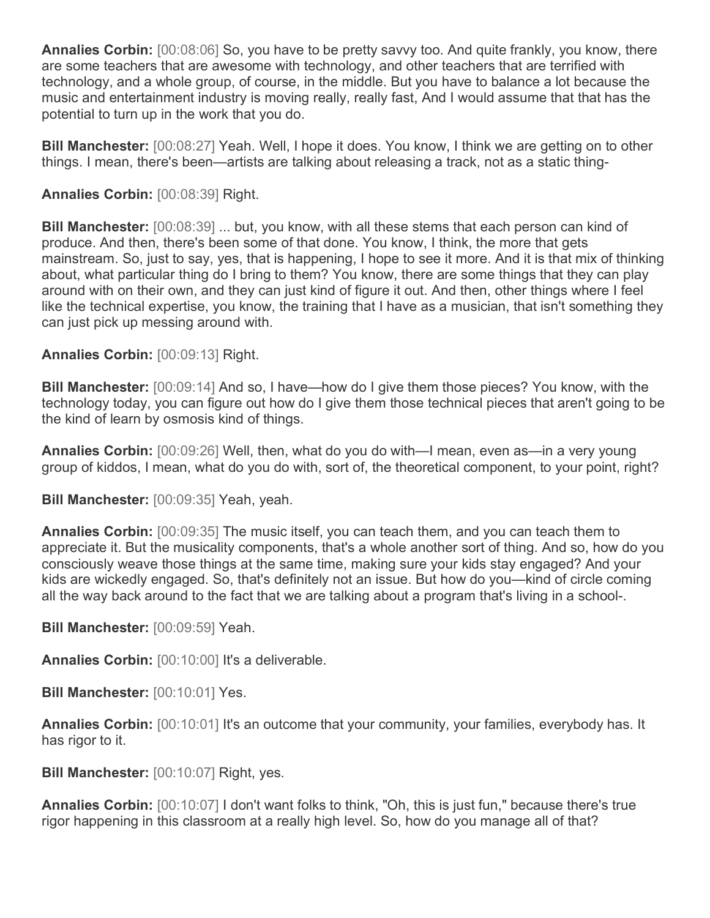**Annalies Corbin:** [00:08:06] So, you have to be pretty savvy too. And quite frankly, you know, there are some teachers that are awesome with technology, and other teachers that are terrified with technology, and a whole group, of course, in the middle. But you have to balance a lot because the music and entertainment industry is moving really, really fast, And I would assume that that has the potential to turn up in the work that you do.

**Bill Manchester:** [00:08:27] Yeah. Well, I hope it does. You know, I think we are getting on to other things. I mean, there's been—artists are talking about releasing a track, not as a static thing-

**Annalies Corbin:** [00:08:39] Right.

**Bill Manchester:** [00:08:39] ... but, you know, with all these stems that each person can kind of produce. And then, there's been some of that done. You know, I think, the more that gets mainstream. So, just to say, yes, that is happening, I hope to see it more. And it is that mix of thinking about, what particular thing do I bring to them? You know, there are some things that they can play around with on their own, and they can just kind of figure it out. And then, other things where I feel like the technical expertise, you know, the training that I have as a musician, that isn't something they can just pick up messing around with.

**Annalies Corbin:** [00:09:13] Right.

**Bill Manchester:** [00:09:14] And so, I have—how do I give them those pieces? You know, with the technology today, you can figure out how do I give them those technical pieces that aren't going to be the kind of learn by osmosis kind of things.

**Annalies Corbin:** [00:09:26] Well, then, what do you do with—I mean, even as—in a very young group of kiddos, I mean, what do you do with, sort of, the theoretical component, to your point, right?

**Bill Manchester:** [00:09:35] Yeah, yeah.

**Annalies Corbin:** [00:09:35] The music itself, you can teach them, and you can teach them to appreciate it. But the musicality components, that's a whole another sort of thing. And so, how do you consciously weave those things at the same time, making sure your kids stay engaged? And your kids are wickedly engaged. So, that's definitely not an issue. But how do you—kind of circle coming all the way back around to the fact that we are talking about a program that's living in a school-.

**Bill Manchester:** [00:09:59] Yeah.

**Annalies Corbin:** [00:10:00] It's a deliverable.

**Bill Manchester:** [00:10:01] Yes.

**Annalies Corbin:** [00:10:01] It's an outcome that your community, your families, everybody has. It has rigor to it.

**Bill Manchester:** [00:10:07] Right, yes.

**Annalies Corbin:** [00:10:07] I don't want folks to think, "Oh, this is just fun," because there's true rigor happening in this classroom at a really high level. So, how do you manage all of that?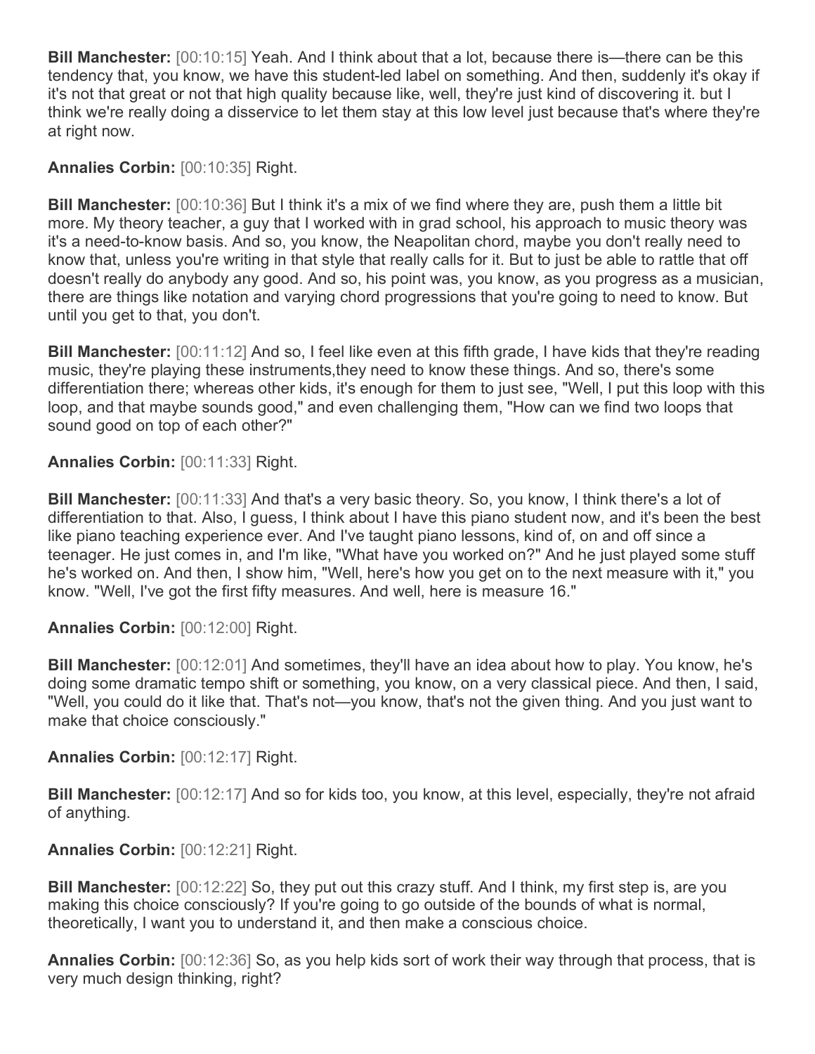**Bill Manchester:** [00:10:15] Yeah. And I think about that a lot, because there is—there can be this tendency that, you know, we have this student-led label on something. And then, suddenly it's okay if it's not that great or not that high quality because like, well, they're just kind of discovering it. but I think we're really doing a disservice to let them stay at this low level just because that's where they're at right now.

**Annalies Corbin:** [00:10:35] Right.

**Bill Manchester:** [00:10:36] But I think it's a mix of we find where they are, push them a little bit more. My theory teacher, a guy that I worked with in grad school, his approach to music theory was it's a need-to-know basis. And so, you know, the Neapolitan chord, maybe you don't really need to know that, unless you're writing in that style that really calls for it. But to just be able to rattle that off doesn't really do anybody any good. And so, his point was, you know, as you progress as a musician, there are things like notation and varying chord progressions that you're going to need to know. But until you get to that, you don't.

**Bill Manchester:** [00:11:12] And so, I feel like even at this fifth grade, I have kids that they're reading music, they're playing these instruments,they need to know these things. And so, there's some differentiation there; whereas other kids, it's enough for them to just see, "Well, I put this loop with this loop, and that maybe sounds good," and even challenging them, "How can we find two loops that sound good on top of each other?"

**Annalies Corbin:** [00:11:33] Right.

**Bill Manchester:** [00:11:33] And that's a very basic theory. So, you know, I think there's a lot of differentiation to that. Also, I guess, I think about I have this piano student now, and it's been the best like piano teaching experience ever. And I've taught piano lessons, kind of, on and off since a teenager. He just comes in, and I'm like, "What have you worked on?" And he just played some stuff he's worked on. And then, I show him, "Well, here's how you get on to the next measure with it," you know. "Well, I've got the first fifty measures. And well, here is measure 16."

**Annalies Corbin:** [00:12:00] Right.

**Bill Manchester:** [00:12:01] And sometimes, they'll have an idea about how to play. You know, he's doing some dramatic tempo shift or something, you know, on a very classical piece. And then, I said, "Well, you could do it like that. That's not—you know, that's not the given thing. And you just want to make that choice consciously."

**Annalies Corbin:** [00:12:17] Right.

**Bill Manchester:** [00:12:17] And so for kids too, you know, at this level, especially, they're not afraid of anything.

**Annalies Corbin:** [00:12:21] Right.

**Bill Manchester:** [00:12:22] So, they put out this crazy stuff. And I think, my first step is, are you making this choice consciously? If you're going to go outside of the bounds of what is normal, theoretically, I want you to understand it, and then make a conscious choice.

**Annalies Corbin:** [00:12:36] So, as you help kids sort of work their way through that process, that is very much design thinking, right?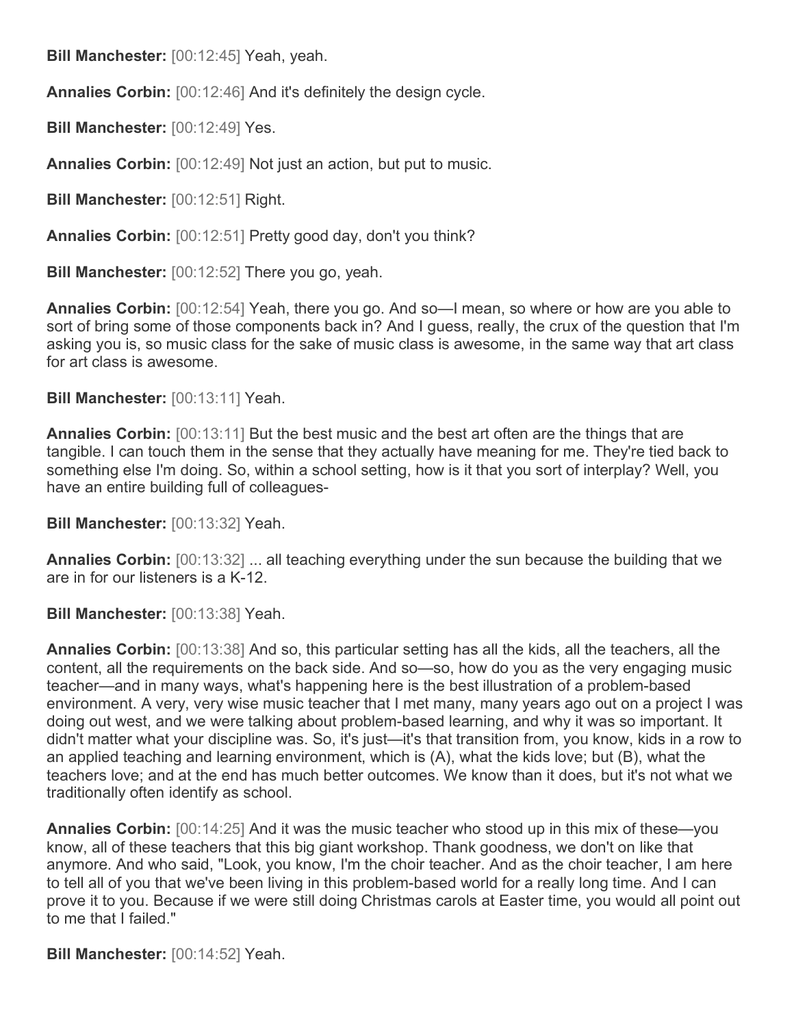**Bill Manchester:** [00:12:45] Yeah, yeah.

**Annalies Corbin:** [00:12:46] And it's definitely the design cycle.

**Bill Manchester:** [00:12:49] Yes.

**Annalies Corbin:** [00:12:49] Not just an action, but put to music.

**Bill Manchester:** [00:12:51] Right.

**Annalies Corbin:** [00:12:51] Pretty good day, don't you think?

**Bill Manchester:** [00:12:52] There you go, yeah.

**Annalies Corbin:** [00:12:54] Yeah, there you go. And so—I mean, so where or how are you able to sort of bring some of those components back in? And I guess, really, the crux of the question that I'm asking you is, so music class for the sake of music class is awesome, in the same way that art class for art class is awesome.

**Bill Manchester:** [00:13:11] Yeah.

**Annalies Corbin:** [00:13:11] But the best music and the best art often are the things that are tangible. I can touch them in the sense that they actually have meaning for me. They're tied back to something else I'm doing. So, within a school setting, how is it that you sort of interplay? Well, you have an entire building full of colleagues-

**Bill Manchester:** [00:13:32] Yeah.

**Annalies Corbin:** [00:13:32] ... all teaching everything under the sun because the building that we are in for our listeners is a K-12.

**Bill Manchester:** [00:13:38] Yeah.

**Annalies Corbin:** [00:13:38] And so, this particular setting has all the kids, all the teachers, all the content, all the requirements on the back side. And so—so, how do you as the very engaging music teacher—and in many ways, what's happening here is the best illustration of a problem-based environment. A very, very wise music teacher that I met many, many years ago out on a project I was doing out west, and we were talking about problem-based learning, and why it was so important. It didn't matter what your discipline was. So, it's just—it's that transition from, you know, kids in a row to an applied teaching and learning environment, which is (A), what the kids love; but (B), what the teachers love; and at the end has much better outcomes. We know than it does, but it's not what we traditionally often identify as school.

**Annalies Corbin:** [00:14:25] And it was the music teacher who stood up in this mix of these—you know, all of these teachers that this big giant workshop. Thank goodness, we don't on like that anymore. And who said, "Look, you know, I'm the choir teacher. And as the choir teacher, I am here to tell all of you that we've been living in this problem-based world for a really long time. And I can prove it to you. Because if we were still doing Christmas carols at Easter time, you would all point out to me that I failed."

**Bill Manchester:** [00:14:52] Yeah.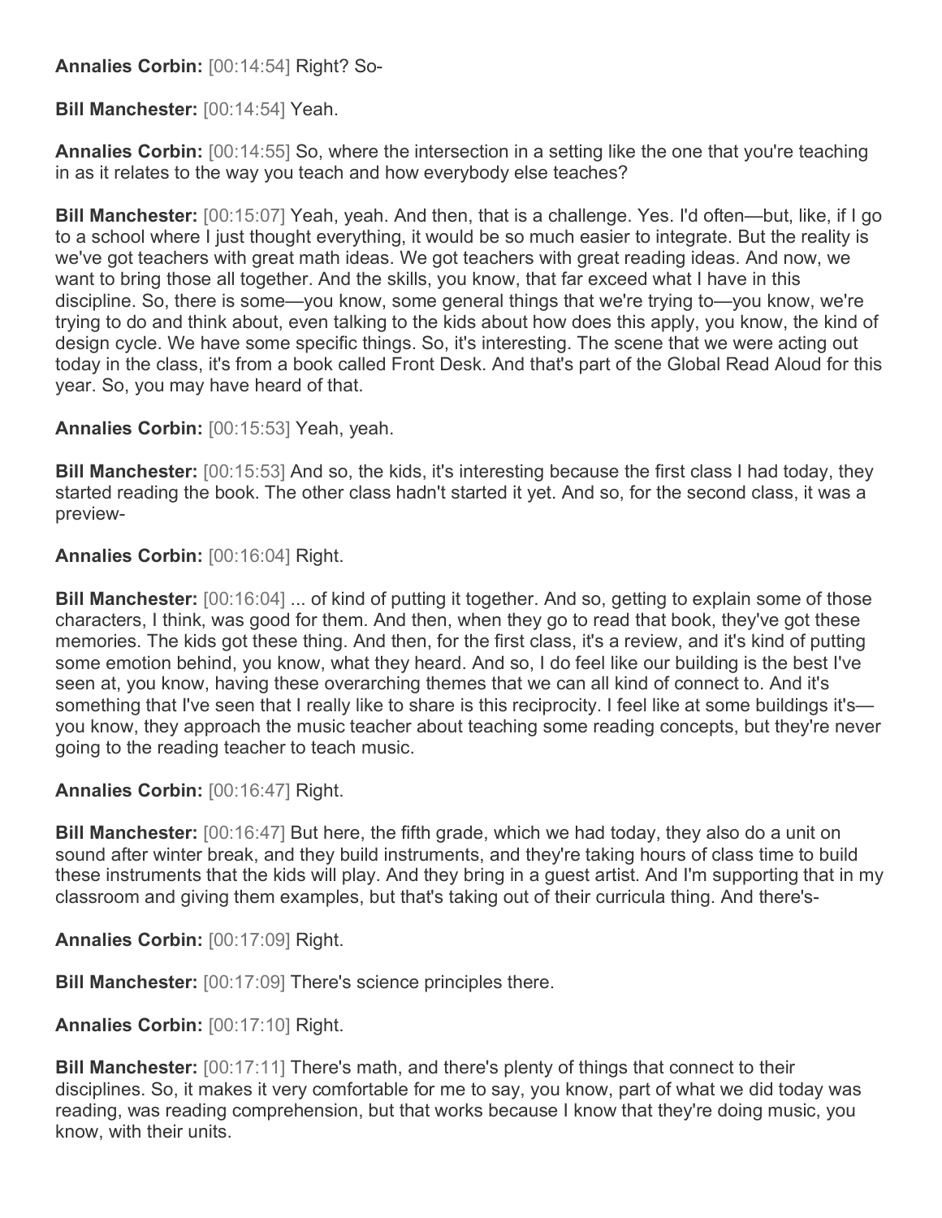**Annalies Corbin:** [00:14:54] Right? So-

**Bill Manchester:** [00:14:54] Yeah.

**Annalies Corbin:** [00:14:55] So, where the intersection in a setting like the one that you're teaching in as it relates to the way you teach and how everybody else teaches?

**Bill Manchester:** [00:15:07] Yeah, yeah. And then, that is a challenge. Yes. I'd often—but, like, if I go to a school where I just thought everything, it would be so much easier to integrate. But the reality is we've got teachers with great math ideas. We got teachers with great reading ideas. And now, we want to bring those all together. And the skills, you know, that far exceed what I have in this discipline. So, there is some—you know, some general things that we're trying to—you know, we're trying to do and think about, even talking to the kids about how does this apply, you know, the kind of design cycle. We have some specific things. So, it's interesting. The scene that we were acting out today in the class, it's from a book called Front Desk. And that's part of the Global Read Aloud for this year. So, you may have heard of that.

**Annalies Corbin:** [00:15:53] Yeah, yeah.

**Bill Manchester:** [00:15:53] And so, the kids, it's interesting because the first class I had today, they started reading the book. The other class hadn't started it yet. And so, for the second class, it was a preview-

**Annalies Corbin:** [00:16:04] Right.

**Bill Manchester:** [00:16:04] ... of kind of putting it together. And so, getting to explain some of those characters, I think, was good for them. And then, when they go to read that book, they've got these memories. The kids got these thing. And then, for the first class, it's a review, and it's kind of putting some emotion behind, you know, what they heard. And so, I do feel like our building is the best I've seen at, you know, having these overarching themes that we can all kind of connect to. And it's something that I've seen that I really like to share is this reciprocity. I feel like at some buildings it's—you know, they approach the music teacher about teaching some reading concepts, but they're never going to the reading teacher to teach music.

**Annalies Corbin:** [00:16:47] Right.

**Bill Manchester:** [00:16:47] But here, the fifth grade, which we had today, they also do a unit on sound after winter break, and they build instruments, and they're taking hours of class time to build these instruments that the kids will play. And they bring in a guest artist. And I'm supporting that in my classroom and giving them examples, but that's taking out of their curricula thing. And there's-

**Annalies Corbin:** [00:17:09] Right.

**Bill Manchester:** [00:17:09] There's science principles there.

**Annalies Corbin:** [00:17:10] Right.

**Bill Manchester:** [00:17:11] There's math, and there's plenty of things that connect to their disciplines. So, it makes it very comfortable for me to say, you know, part of what we did today was reading, was reading comprehension, but that works because I know that they're doing music, you know, with their units.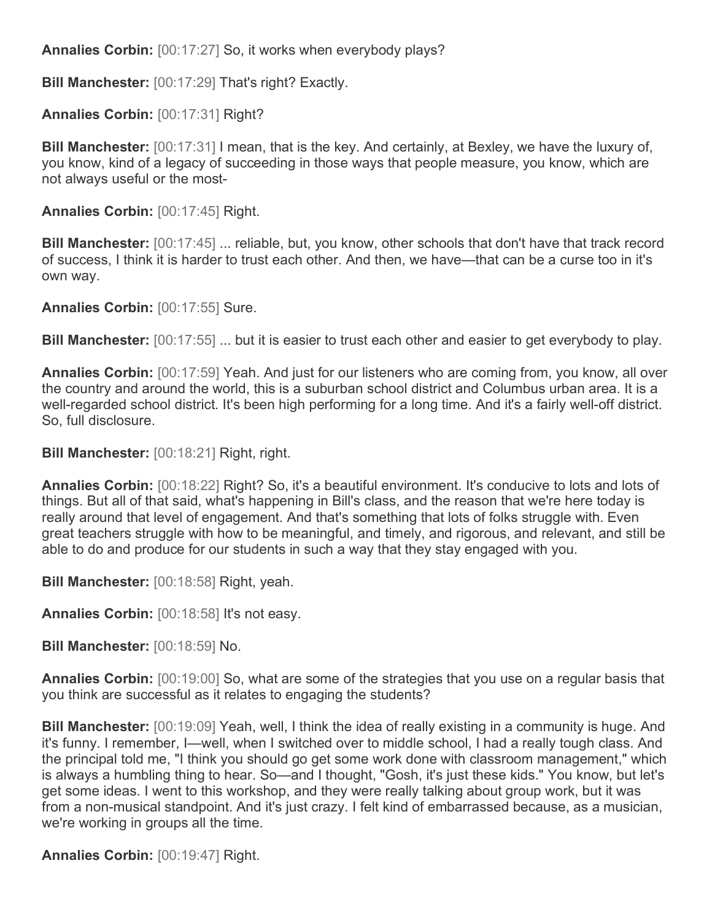**Annalies Corbin:** [00:17:27] So, it works when everybody plays?

**Bill Manchester:** [00:17:29] That's right? Exactly.

**Annalies Corbin:** [00:17:31] Right?

**Bill Manchester:** [00:17:31] I mean, that is the key. And certainly, at Bexley, we have the luxury of, you know, kind of a legacy of succeeding in those ways that people measure, you know, which are not always useful or the most-

**Annalies Corbin:** [00:17:45] Right.

**Bill Manchester:** [00:17:45] ... reliable, but, you know, other schools that don't have that track record of success, I think it is harder to trust each other. And then, we have—that can be a curse too in it's own way.

**Annalies Corbin:** [00:17:55] Sure.

**Bill Manchester:** [00:17:55] ... but it is easier to trust each other and easier to get everybody to play.

**Annalies Corbin:** [00:17:59] Yeah. And just for our listeners who are coming from, you know, all over the country and around the world, this is a suburban school district and Columbus urban area. It is a well-regarded school district. It's been high performing for a long time. And it's a fairly well-off district. So, full disclosure.

**Bill Manchester:** [00:18:21] Right, right.

**Annalies Corbin:** [00:18:22] Right? So, it's a beautiful environment. It's conducive to lots and lots of things. But all of that said, what's happening in Bill's class, and the reason that we're here today is really around that level of engagement. And that's something that lots of folks struggle with. Even great teachers struggle with how to be meaningful, and timely, and rigorous, and relevant, and still be able to do and produce for our students in such a way that they stay engaged with you.

**Bill Manchester:** [00:18:58] Right, yeah.

**Annalies Corbin:** [00:18:58] It's not easy.

**Bill Manchester:** [00:18:59] No.

**Annalies Corbin:** [00:19:00] So, what are some of the strategies that you use on a regular basis that you think are successful as it relates to engaging the students?

**Bill Manchester:** [00:19:09] Yeah, well, I think the idea of really existing in a community is huge. And it's funny. I remember, I—well, when I switched over to middle school, I had a really tough class. And the principal told me, "I think you should go get some work done with classroom management," which is always a humbling thing to hear. So—and I thought, "Gosh, it's just these kids." You know, but let's get some ideas. I went to this workshop, and they were really talking about group work, but it was from a non-musical standpoint. And it's just crazy. I felt kind of embarrassed because, as a musician, we're working in groups all the time.

**Annalies Corbin:** [00:19:47] Right.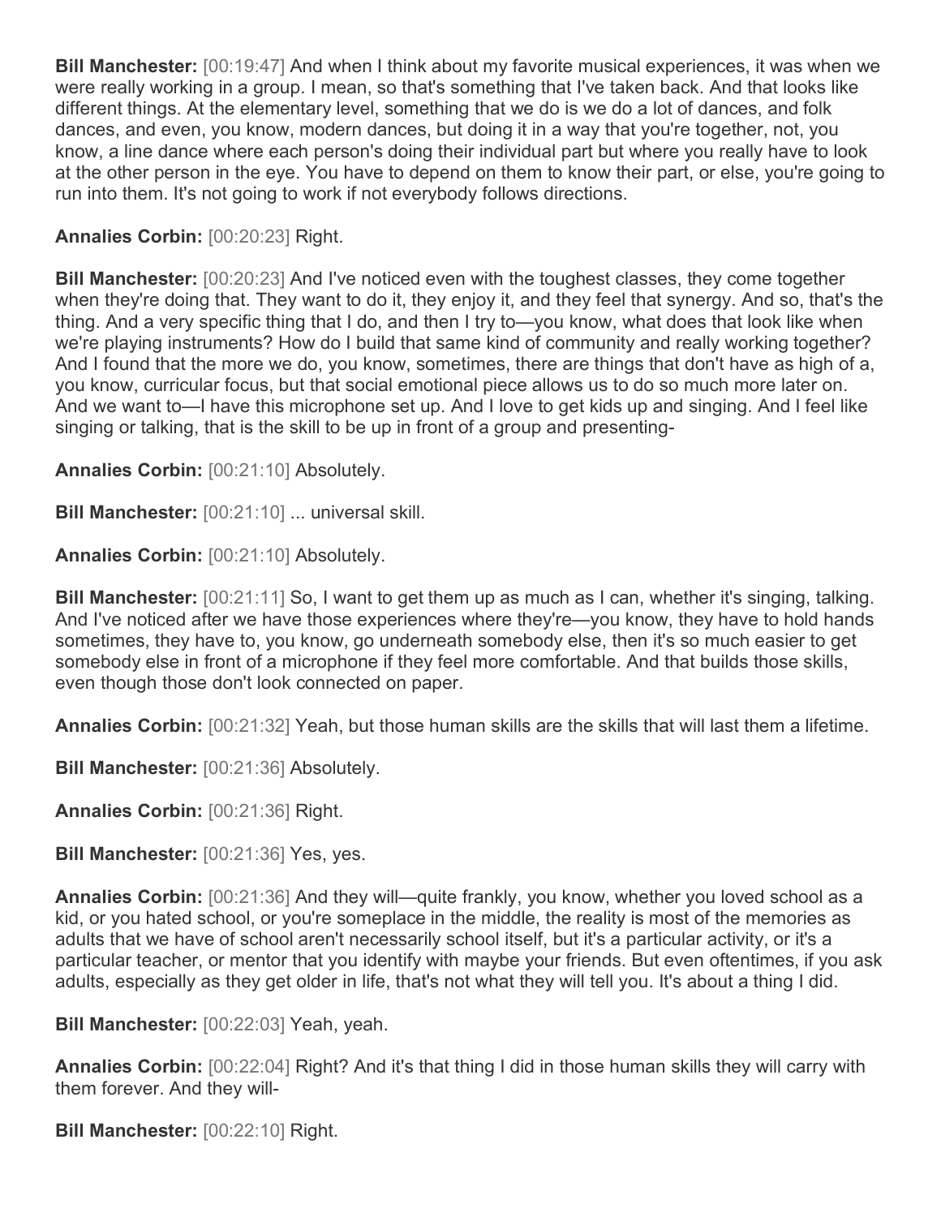**Bill Manchester:** [00:19:47] And when I think about my favorite musical experiences, it was when we were really working in a group. I mean, so that's something that I've taken back. And that looks like different things. At the elementary level, something that we do is we do a lot of dances, and folk dances, and even, you know, modern dances, but doing it in a way that you're together, not, you know, a line dance where each person's doing their individual part but where you really have to look at the other person in the eye. You have to depend on them to know their part, or else, you're going to run into them. It's not going to work if not everybody follows directions.

**Annalies Corbin:** [00:20:23] Right.

**Bill Manchester:** [00:20:23] And I've noticed even with the toughest classes, they come together when they're doing that. They want to do it, they enjoy it, and they feel that synergy. And so, that's the thing. And a very specific thing that I do, and then I try to—you know, what does that look like when we're playing instruments? How do I build that same kind of community and really working together? And I found that the more we do, you know, sometimes, there are things that don't have as high of a, you know, curricular focus, but that social emotional piece allows us to do so much more later on. And we want to—I have this microphone set up. And I love to get kids up and singing. And I feel like singing or talking, that is the skill to be up in front of a group and presenting-

**Annalies Corbin:** [00:21:10] Absolutely.

**Bill Manchester:** [00:21:10] ... universal skill.

**Annalies Corbin:** [00:21:10] Absolutely.

**Bill Manchester:** [00:21:11] So, I want to get them up as much as I can, whether it's singing, talking. And I've noticed after we have those experiences where they're—you know, they have to hold hands sometimes, they have to, you know, go underneath somebody else, then it's so much easier to get somebody else in front of a microphone if they feel more comfortable. And that builds those skills, even though those don't look connected on paper.

**Annalies Corbin:** [00:21:32] Yeah, but those human skills are the skills that will last them a lifetime.

**Bill Manchester:** [00:21:36] Absolutely.

**Annalies Corbin:** [00:21:36] Right.

**Bill Manchester:** [00:21:36] Yes, yes.

**Annalies Corbin:** [00:21:36] And they will—quite frankly, you know, whether you loved school as a kid, or you hated school, or you're someplace in the middle, the reality is most of the memories as adults that we have of school aren't necessarily school itself, but it's a particular activity, or it's a particular teacher, or mentor that you identify with maybe your friends. But even oftentimes, if you ask adults, especially as they get older in life, that's not what they will tell you. It's about a thing I did.

**Bill Manchester:** [00:22:03] Yeah, yeah.

**Annalies Corbin:** [00:22:04] Right? And it's that thing I did in those human skills they will carry with them forever. And they will-

**Bill Manchester:** [00:22:10] Right.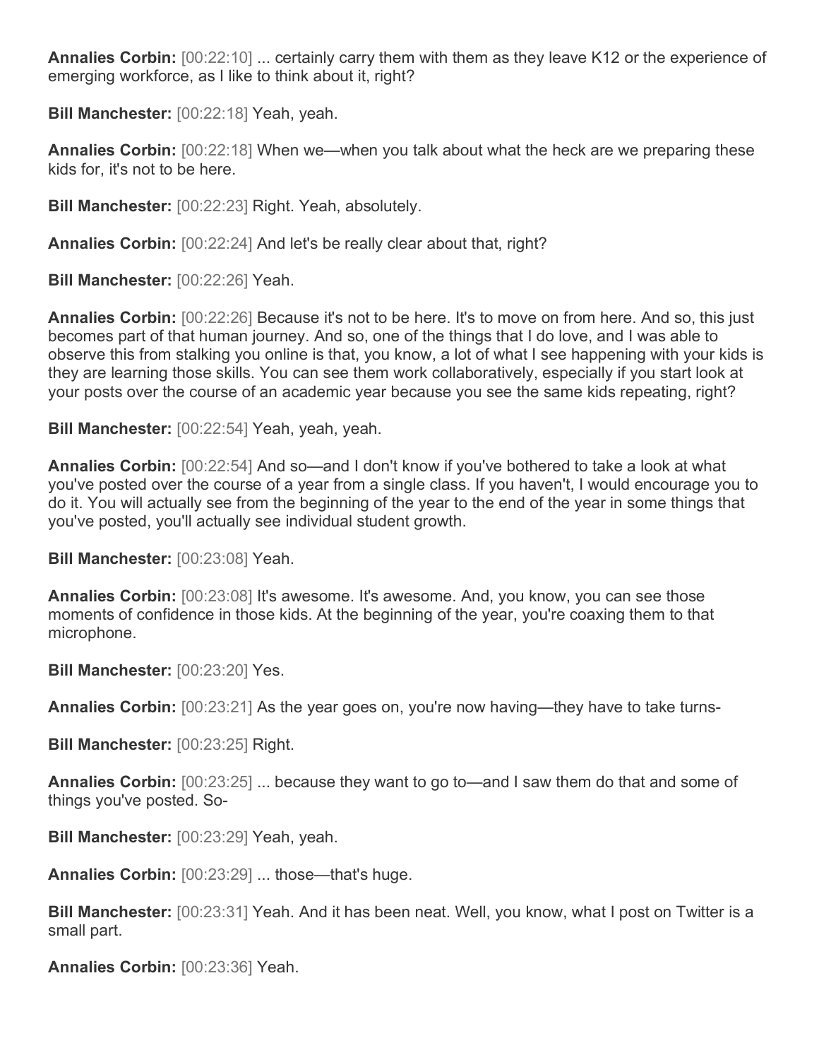**Annalies Corbin:** [00:22:10] ... certainly carry them with them as they leave K12 or the experience of emerging workforce, as I like to think about it, right?

**Bill Manchester:** [00:22:18] Yeah, yeah.

**Annalies Corbin:** [00:22:18] When we—when you talk about what the heck are we preparing these kids for, it's not to be here.

**Bill Manchester:** [00:22:23] Right. Yeah, absolutely.

**Annalies Corbin:** [00:22:24] And let's be really clear about that, right?

**Bill Manchester:** [00:22:26] Yeah.

**Annalies Corbin:** [00:22:26] Because it's not to be here. It's to move on from here. And so, this just becomes part of that human journey. And so, one of the things that I do love, and I was able to observe this from stalking you online is that, you know, a lot of what I see happening with your kids is they are learning those skills. You can see them work collaboratively, especially if you start look at your posts over the course of an academic year because you see the same kids repeating, right?

**Bill Manchester:** [00:22:54] Yeah, yeah, yeah.

**Annalies Corbin:** [00:22:54] And so—and I don't know if you've bothered to take a look at what you've posted over the course of a year from a single class. If you haven't, I would encourage you to do it. You will actually see from the beginning of the year to the end of the year in some things that you've posted, you'll actually see individual student growth.

**Bill Manchester:** [00:23:08] Yeah.

**Annalies Corbin:** [00:23:08] It's awesome. It's awesome. And, you know, you can see those moments of confidence in those kids. At the beginning of the year, you're coaxing them to that microphone.

**Bill Manchester:** [00:23:20] Yes.

**Annalies Corbin:** [00:23:21] As the year goes on, you're now having—they have to take turns-

**Bill Manchester:** [00:23:25] Right.

**Annalies Corbin:** [00:23:25] ... because they want to go to—and I saw them do that and some of things you've posted. So-

**Bill Manchester:** [00:23:29] Yeah, yeah.

**Annalies Corbin:** [00:23:29] ... those—that's huge.

**Bill Manchester:** [00:23:31] Yeah. And it has been neat. Well, you know, what I post on Twitter is a small part.

**Annalies Corbin:** [00:23:36] Yeah.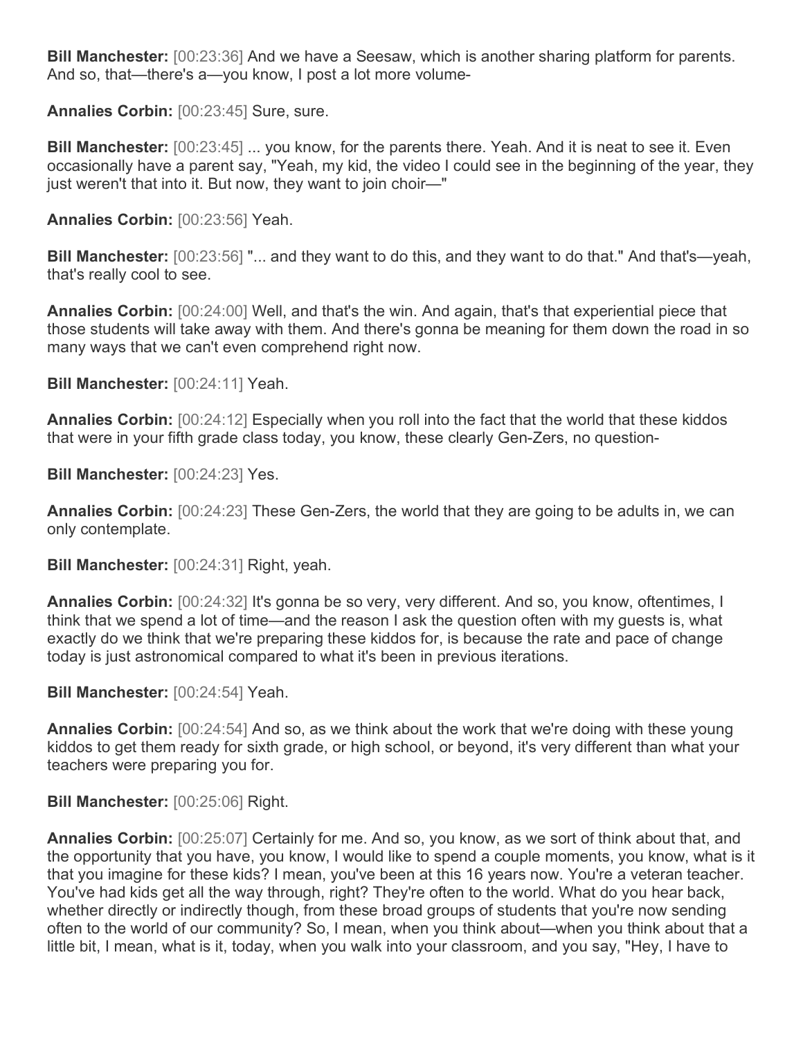**Bill Manchester:** [00:23:36] And we have a Seesaw, which is another sharing platform for parents. And so, that—there's a—you know, I post a lot more volume-

**Annalies Corbin:** [00:23:45] Sure, sure.

**Bill Manchester:** [00:23:45] ... you know, for the parents there. Yeah. And it is neat to see it. Even occasionally have a parent say, "Yeah, my kid, the video I could see in the beginning of the year, they just weren't that into it. But now, they want to join choir—"

**Annalies Corbin:** [00:23:56] Yeah.

**Bill Manchester:** [00:23:56] "... and they want to do this, and they want to do that." And that's—yeah, that's really cool to see.

**Annalies Corbin:** [00:24:00] Well, and that's the win. And again, that's that experiential piece that those students will take away with them. And there's gonna be meaning for them down the road in so many ways that we can't even comprehend right now.

**Bill Manchester:** [00:24:11] Yeah.

**Annalies Corbin:** [00:24:12] Especially when you roll into the fact that the world that these kiddos that were in your fifth grade class today, you know, these clearly Gen-Zers, no question-

**Bill Manchester:** [00:24:23] Yes.

**Annalies Corbin:** [00:24:23] These Gen-Zers, the world that they are going to be adults in, we can only contemplate.

**Bill Manchester:** [00:24:31] Right, yeah.

**Annalies Corbin:** [00:24:32] It's gonna be so very, very different. And so, you know, oftentimes, I think that we spend a lot of time—and the reason I ask the question often with my guests is, what exactly do we think that we're preparing these kiddos for, is because the rate and pace of change today is just astronomical compared to what it's been in previous iterations.

**Bill Manchester:** [00:24:54] Yeah.

**Annalies Corbin:** [00:24:54] And so, as we think about the work that we're doing with these young kiddos to get them ready for sixth grade, or high school, or beyond, it's very different than what your teachers were preparing you for.

**Bill Manchester:** [00:25:06] Right.

**Annalies Corbin:** [00:25:07] Certainly for me. And so, you know, as we sort of think about that, and the opportunity that you have, you know, I would like to spend a couple moments, you know, what is it that you imagine for these kids? I mean, you've been at this 16 years now. You're a veteran teacher. You've had kids get all the way through, right? They're often to the world. What do you hear back, whether directly or indirectly though, from these broad groups of students that you're now sending often to the world of our community? So, I mean, when you think about—when you think about that a little bit, I mean, what is it, today, when you walk into your classroom, and you say, "Hey, I have to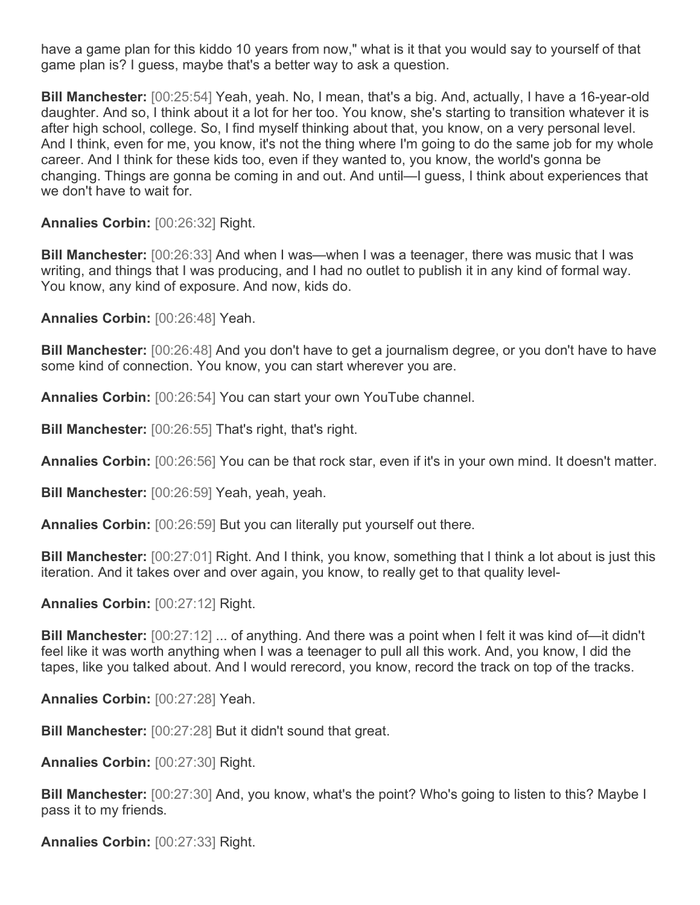have a game plan for this kiddo 10 years from now," what is it that you would say to yourself of that game plan is? I guess, maybe that's a better way to ask a question.

**Bill Manchester:** [00:25:54] Yeah, yeah. No, I mean, that's a big. And, actually, I have a 16-year-old daughter. And so, I think about it a lot for her too. You know, she's starting to transition whatever it is after high school, college. So, I find myself thinking about that, you know, on a very personal level. And I think, even for me, you know, it's not the thing where I'm going to do the same job for my whole career. And I think for these kids too, even if they wanted to, you know, the world's gonna be changing. Things are gonna be coming in and out. And until—I guess, I think about experiences that we don't have to wait for.

**Annalies Corbin:** [00:26:32] Right.

**Bill Manchester:** [00:26:33] And when I was—when I was a teenager, there was music that I was writing, and things that I was producing, and I had no outlet to publish it in any kind of formal way. You know, any kind of exposure. And now, kids do.

**Annalies Corbin:** [00:26:48] Yeah.

**Bill Manchester:** [00:26:48] And you don't have to get a journalism degree, or you don't have to have some kind of connection. You know, you can start wherever you are.

**Annalies Corbin:** [00:26:54] You can start your own YouTube channel.

**Bill Manchester:** [00:26:55] That's right, that's right.

**Annalies Corbin:** [00:26:56] You can be that rock star, even if it's in your own mind. It doesn't matter.

**Bill Manchester:** [00:26:59] Yeah, yeah, yeah.

**Annalies Corbin:** [00:26:59] But you can literally put yourself out there.

**Bill Manchester:** [00:27:01] Right. And I think, you know, something that I think a lot about is just this iteration. And it takes over and over again, you know, to really get to that quality level-

**Annalies Corbin:** [00:27:12] Right.

**Bill Manchester:** [00:27:12] ... of anything. And there was a point when I felt it was kind of—it didn't feel like it was worth anything when I was a teenager to pull all this work. And, you know, I did the tapes, like you talked about. And I would rerecord, you know, record the track on top of the tracks.

**Annalies Corbin:** [00:27:28] Yeah.

**Bill Manchester:** [00:27:28] But it didn't sound that great.

**Annalies Corbin:** [00:27:30] Right.

**Bill Manchester:** [00:27:30] And, you know, what's the point? Who's going to listen to this? Maybe I pass it to my friends.

**Annalies Corbin:** [00:27:33] Right.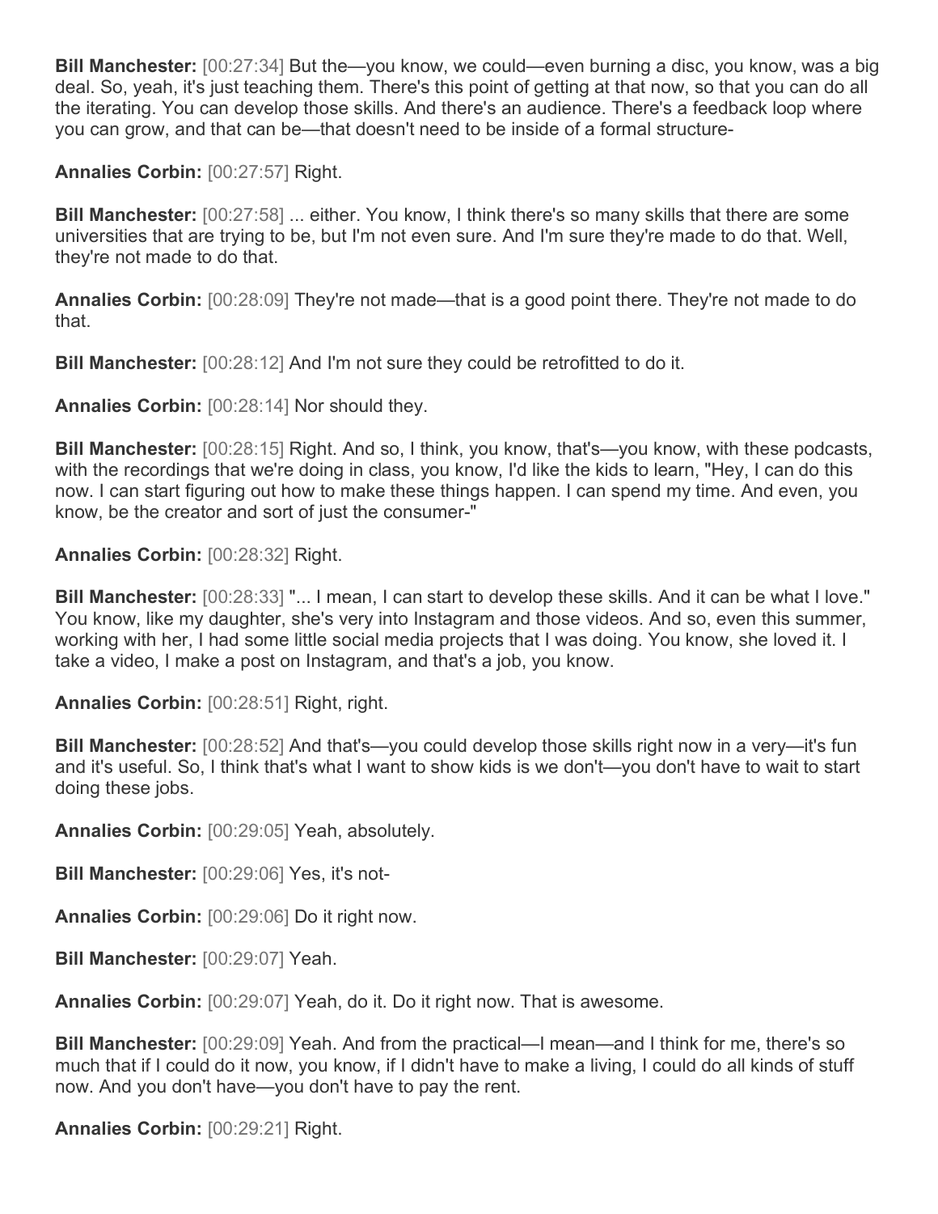**Bill Manchester:** [00:27:34] But the—you know, we could—even burning a disc, you know, was a big deal. So, yeah, it's just teaching them. There's this point of getting at that now, so that you can do all the iterating. You can develop those skills. And there's an audience. There's a feedback loop where you can grow, and that can be—that doesn't need to be inside of a formal structure-

**Annalies Corbin:** [00:27:57] Right.

**Bill Manchester:** [00:27:58] ... either. You know, I think there's so many skills that there are some universities that are trying to be, but I'm not even sure. And I'm sure they're made to do that. Well, they're not made to do that.

**Annalies Corbin:** [00:28:09] They're not made—that is a good point there. They're not made to do that.

**Bill Manchester:** [00:28:12] And I'm not sure they could be retrofitted to do it.

**Annalies Corbin:** [00:28:14] Nor should they.

**Bill Manchester:** [00:28:15] Right. And so, I think, you know, that's—you know, with these podcasts, with the recordings that we're doing in class, you know, I'd like the kids to learn, "Hey, I can do this now. I can start figuring out how to make these things happen. I can spend my time. And even, you know, be the creator and sort of just the consumer-"

**Annalies Corbin:** [00:28:32] Right.

**Bill Manchester:** [00:28:33] "... I mean, I can start to develop these skills. And it can be what I love." You know, like my daughter, she's very into Instagram and those videos. And so, even this summer, working with her, I had some little social media projects that I was doing. You know, she loved it. I take a video, I make a post on Instagram, and that's a job, you know.

**Annalies Corbin:** [00:28:51] Right, right.

**Bill Manchester:** [00:28:52] And that's—you could develop those skills right now in a very—it's fun and it's useful. So, I think that's what I want to show kids is we don't—you don't have to wait to start doing these jobs.

**Annalies Corbin:** [00:29:05] Yeah, absolutely.

**Bill Manchester:** [00:29:06] Yes, it's not-

**Annalies Corbin:** [00:29:06] Do it right now.

**Bill Manchester:** [00:29:07] Yeah.

**Annalies Corbin:** [00:29:07] Yeah, do it. Do it right now. That is awesome.

**Bill Manchester:** [00:29:09] Yeah. And from the practical—I mean—and I think for me, there's so much that if I could do it now, you know, if I didn't have to make a living, I could do all kinds of stuff now. And you don't have—you don't have to pay the rent.

**Annalies Corbin:** [00:29:21] Right.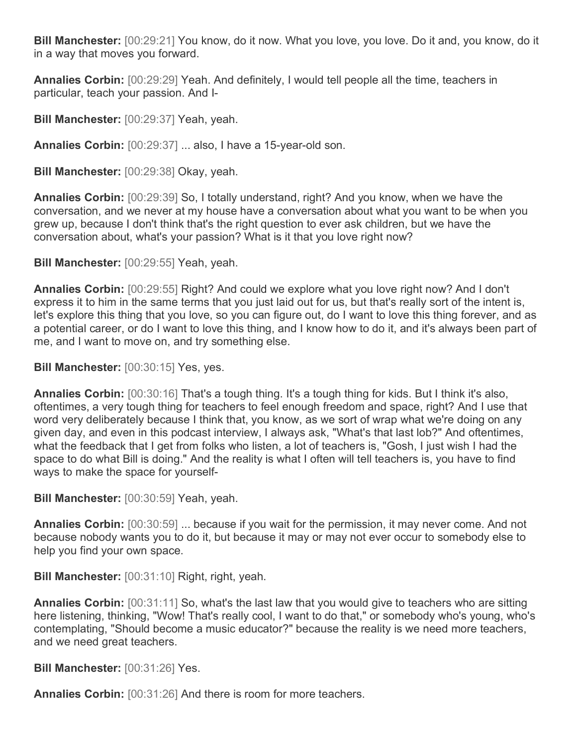**Bill Manchester:** [00:29:21] You know, do it now. What you love, you love. Do it and, you know, do it in a way that moves you forward.

**Annalies Corbin:** [00:29:29] Yeah. And definitely, I would tell people all the time, teachers in particular, teach your passion. And I-

**Bill Manchester:** [00:29:37] Yeah, yeah.

**Annalies Corbin:** [00:29:37] ... also, I have a 15-year-old son.

**Bill Manchester:** [00:29:38] Okay, yeah.

**Annalies Corbin:** [00:29:39] So, I totally understand, right? And you know, when we have the conversation, and we never at my house have a conversation about what you want to be when you grew up, because I don't think that's the right question to ever ask children, but we have the conversation about, what's your passion? What is it that you love right now?

**Bill Manchester:** [00:29:55] Yeah, yeah.

**Annalies Corbin:** [00:29:55] Right? And could we explore what you love right now? And I don't express it to him in the same terms that you just laid out for us, but that's really sort of the intent is, let's explore this thing that you love, so you can figure out, do I want to love this thing forever, and as a potential career, or do I want to love this thing, and I know how to do it, and it's always been part of me, and I want to move on, and try something else.

**Bill Manchester:** [00:30:15] Yes, yes.

**Annalies Corbin:** [00:30:16] That's a tough thing. It's a tough thing for kids. But I think it's also, oftentimes, a very tough thing for teachers to feel enough freedom and space, right? And I use that word very deliberately because I think that, you know, as we sort of wrap what we're doing on any given day, and even in this podcast interview, I always ask, "What's that last lob?" And oftentimes, what the feedback that I get from folks who listen, a lot of teachers is, "Gosh, I just wish I had the space to do what Bill is doing." And the reality is what I often will tell teachers is, you have to find ways to make the space for yourself-

**Bill Manchester:** [00:30:59] Yeah, yeah.

**Annalies Corbin:** [00:30:59] ... because if you wait for the permission, it may never come. And not because nobody wants you to do it, but because it may or may not ever occur to somebody else to help you find your own space.

**Bill Manchester:** [00:31:10] Right, right, yeah.

**Annalies Corbin:** [00:31:11] So, what's the last law that you would give to teachers who are sitting here listening, thinking, "Wow! That's really cool, I want to do that," or somebody who's young, who's contemplating, "Should become a music educator?" because the reality is we need more teachers, and we need great teachers.

**Bill Manchester:** [00:31:26] Yes.

**Annalies Corbin:** [00:31:26] And there is room for more teachers.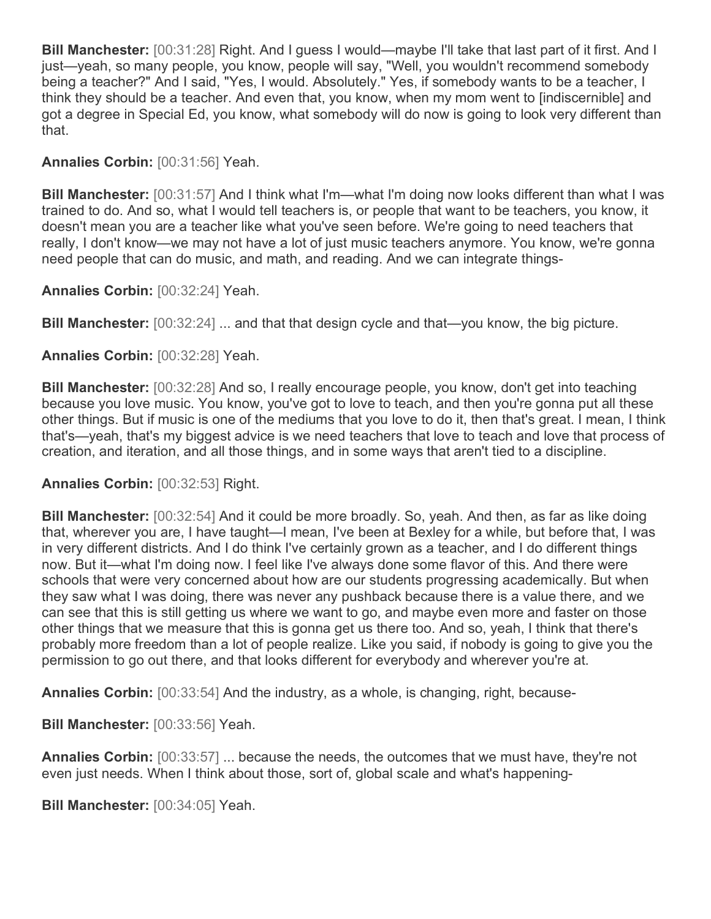**Bill Manchester:** [00:31:28] Right. And I guess I would—maybe I'll take that last part of it first. And I just—yeah, so many people, you know, people will say, "Well, you wouldn't recommend somebody being a teacher?" And I said, "Yes, I would. Absolutely." Yes, if somebody wants to be a teacher, I think they should be a teacher. And even that, you know, when my mom went to [indiscernible] and got a degree in Special Ed, you know, what somebody will do now is going to look very different than that.

**Annalies Corbin:** [00:31:56] Yeah.

**Bill Manchester:** [00:31:57] And I think what I'm—what I'm doing now looks different than what I was trained to do. And so, what I would tell teachers is, or people that want to be teachers, you know, it doesn't mean you are a teacher like what you've seen before. We're going to need teachers that really, I don't know—we may not have a lot of just music teachers anymore. You know, we're gonna need people that can do music, and math, and reading. And we can integrate things-

**Annalies Corbin:** [00:32:24] Yeah.

**Bill Manchester:** [00:32:24] ... and that that design cycle and that—you know, the big picture.

**Annalies Corbin:** [00:32:28] Yeah.

**Bill Manchester:** [00:32:28] And so, I really encourage people, you know, don't get into teaching because you love music. You know, you've got to love to teach, and then you're gonna put all these other things. But if music is one of the mediums that you love to do it, then that's great. I mean, I think that's—yeah, that's my biggest advice is we need teachers that love to teach and love that process of creation, and iteration, and all those things, and in some ways that aren't tied to a discipline.

**Annalies Corbin:** [00:32:53] Right.

**Bill Manchester:** [00:32:54] And it could be more broadly. So, yeah. And then, as far as like doing that, wherever you are, I have taught—I mean, I've been at Bexley for a while, but before that, I was in very different districts. And I do think I've certainly grown as a teacher, and I do different things now. But it—what I'm doing now. I feel like I've always done some flavor of this. And there were schools that were very concerned about how are our students progressing academically. But when they saw what I was doing, there was never any pushback because there is a value there, and we can see that this is still getting us where we want to go, and maybe even more and faster on those other things that we measure that this is gonna get us there too. And so, yeah, I think that there's probably more freedom than a lot of people realize. Like you said, if nobody is going to give you the permission to go out there, and that looks different for everybody and wherever you're at.

**Annalies Corbin:** [00:33:54] And the industry, as a whole, is changing, right, because-

**Bill Manchester:** [00:33:56] Yeah.

**Annalies Corbin:** [00:33:57] ... because the needs, the outcomes that we must have, they're not even just needs. When I think about those, sort of, global scale and what's happening-

**Bill Manchester:** [00:34:05] Yeah.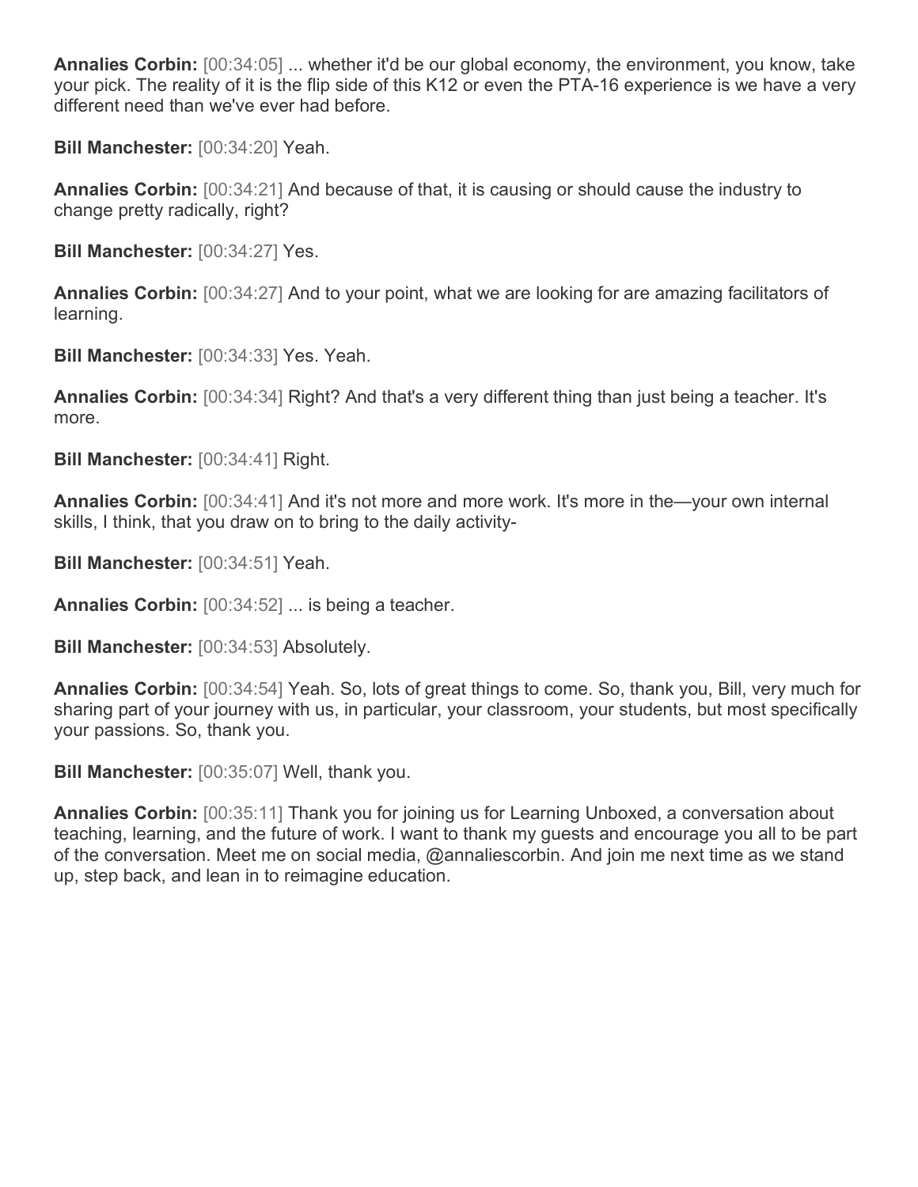**Annalies Corbin:** [00:34:05] ... whether it'd be our global economy, the environment, you know, take your pick. The reality of it is the flip side of this K12 or even the PTA-16 experience is we have a very different need than we've ever had before.

**Bill Manchester:** [00:34:20] Yeah.

**Annalies Corbin:** [00:34:21] And because of that, it is causing or should cause the industry to change pretty radically, right?

**Bill Manchester:** [00:34:27] Yes.

**Annalies Corbin:** [00:34:27] And to your point, what we are looking for are amazing facilitators of learning.

**Bill Manchester:** [00:34:33] Yes. Yeah.

**Annalies Corbin:** [00:34:34] Right? And that's a very different thing than just being a teacher. It's more.

**Bill Manchester:** [00:34:41] Right.

**Annalies Corbin:** [00:34:41] And it's not more and more work. It's more in the—your own internal skills, I think, that you draw on to bring to the daily activity-

**Bill Manchester:** [00:34:51] Yeah.

**Annalies Corbin:** [00:34:52] ... is being a teacher.

**Bill Manchester:** [00:34:53] Absolutely.

**Annalies Corbin:** [00:34:54] Yeah. So, lots of great things to come. So, thank you, Bill, very much for sharing part of your journey with us, in particular, your classroom, your students, but most specifically your passions. So, thank you.

**Bill Manchester:** [00:35:07] Well, thank you.

**Annalies Corbin:** [00:35:11] Thank you for joining us for Learning Unboxed, a conversation about teaching, learning, and the future of work. I want to thank my guests and encourage you all to be part of the conversation. Meet me on social media, @annaliescorbin. And join me next time as we stand up, step back, and lean in to reimagine education.